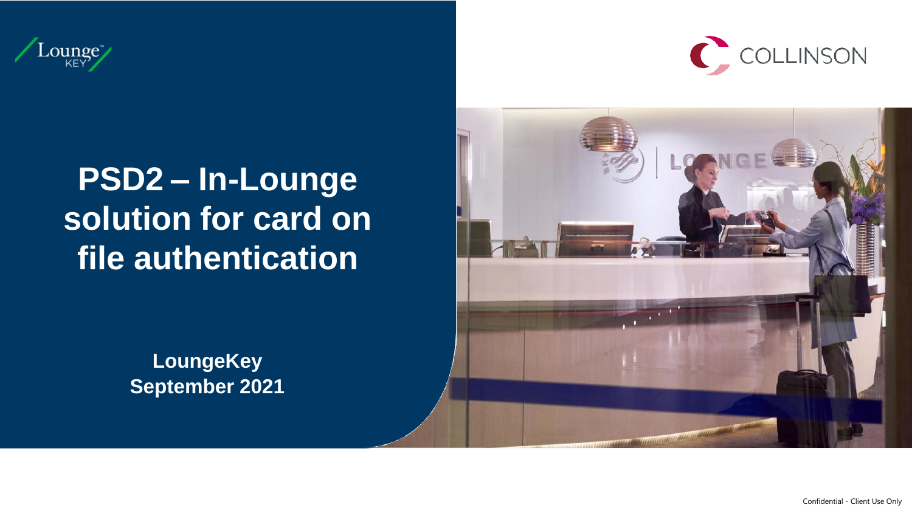# PSD2 – In-Lounge solution for card on file authentication

**LoungeKey**
**September 2021**

Confidential - Client Use Only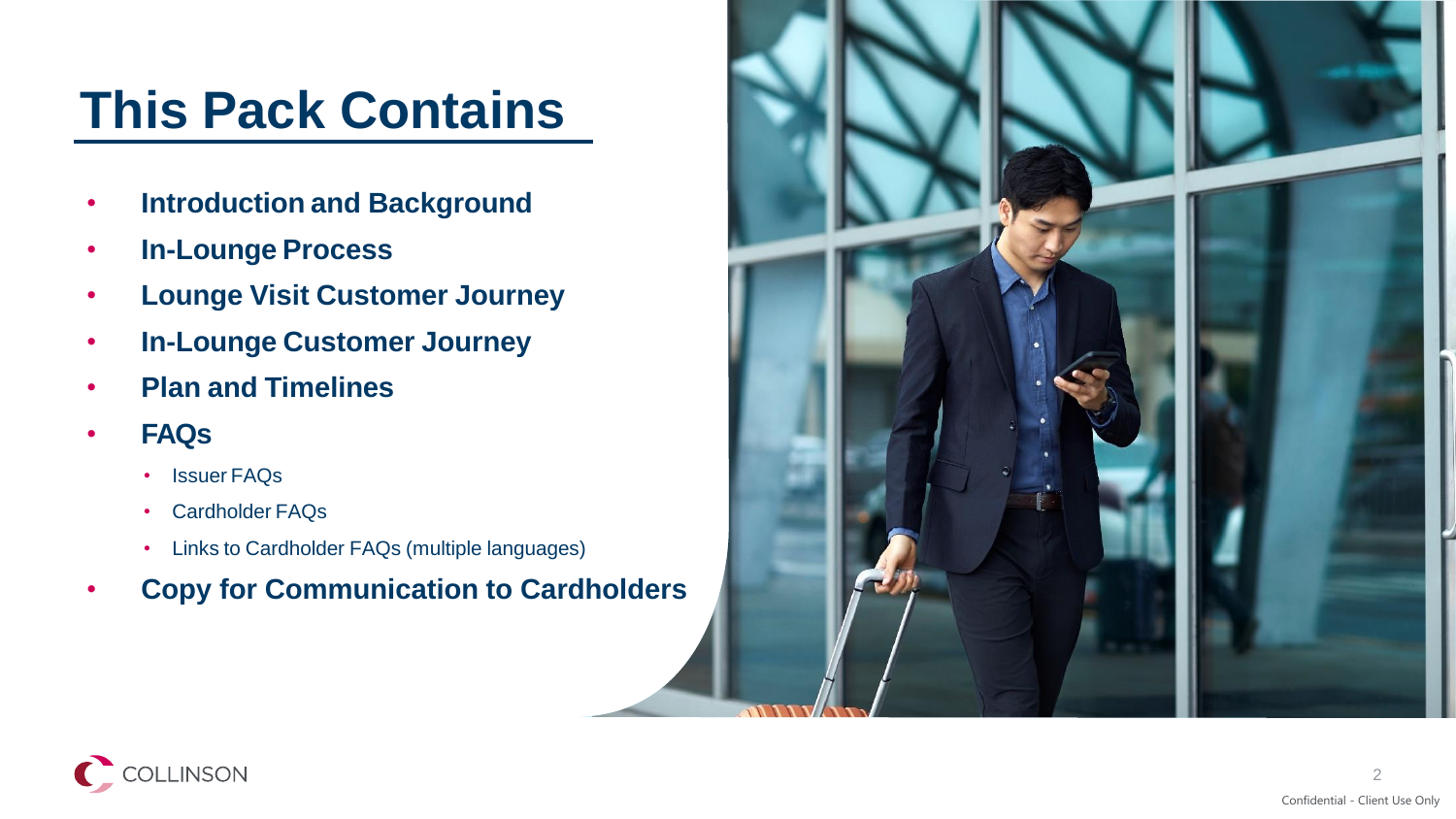# This Pack Contains

- **Introduction and Background**
- **In-Lounge Process**
- **Lounge Visit Customer Journey**
- **In-Lounge Customer Journey**
- **Plan and Timelines**
- **FAQs**
  - Issuer FAQs
  - Cardholder FAQs
  - Links to Cardholder FAQs (multiple languages)
- **Copy for Communication to Cardholders**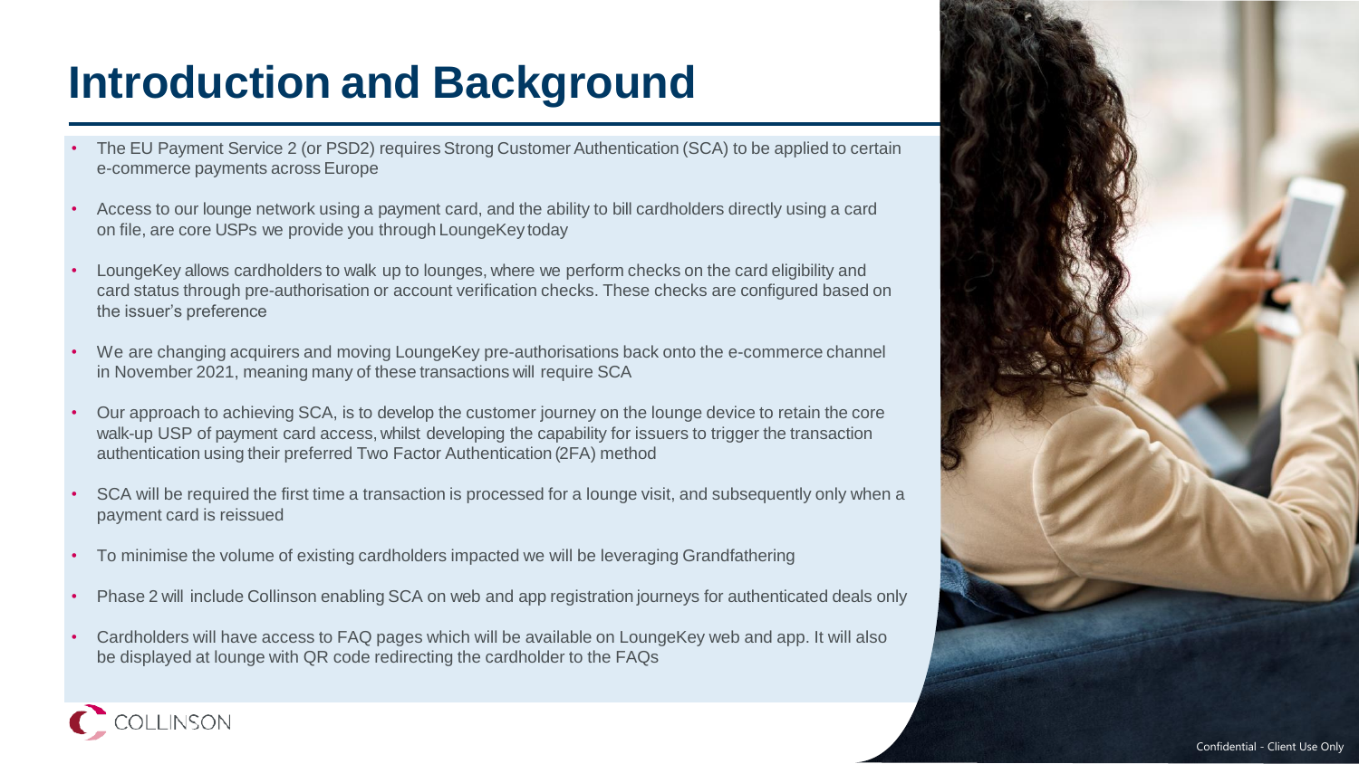# Introduction and Background

- The EU Payment Service 2 (or PSD2) requires Strong Customer Authentication (SCA) to be applied to certain e-commerce payments across Europe
- Access to our lounge network using a payment card, and the ability to bill cardholders directly using a card on file, are core USPs we provide you through LoungeKey today
- LoungeKey allows cardholders to walk up to lounges, where we perform checks on the card eligibility and card status through pre-authorisation or account verification checks. These checks are configured based on the issuer's preference
- We are changing acquirers and moving LoungeKey pre-authorisations back onto the e-commerce channel in November 2021, meaning many of these transactions will require SCA
- Our approach to achieving SCA, is to develop the customer journey on the lounge device to retain the core walk-up USP of payment card access, whilst developing the capability for issuers to trigger the transaction authentication using their preferred Two Factor Authentication (2FA) method
- SCA will be required the first time a transaction is processed for a lounge visit, and subsequently only when a payment card is reissued
- To minimise the volume of existing cardholders impacted we will be leveraging Grandfathering
- Phase 2 will include Collinson enabling SCA on web and app registration journeys for authenticated deals only
- Cardholders will have access to FAQ pages which will be available on LoungeKey web and app. It will also be displayed at lounge with QR code redirecting the cardholder to the FAQs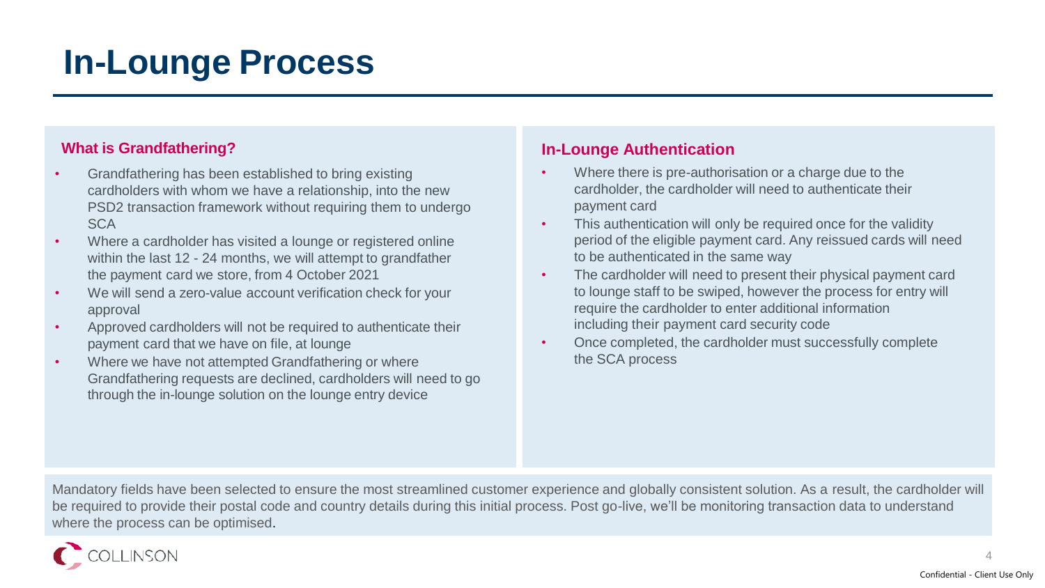# In-Lounge Process

## What is Grandfathering?

- Grandfathering has been established to bring existing cardholders with whom we have a relationship, into the new PSD2 transaction framework without requiring them to undergo SCA
- Where a cardholder has visited a lounge or registered online within the last 12 - 24 months, we will attempt to grandfather the payment card we store, from 4 October 2021
- We will send a zero-value account verification check for your approval
- Approved cardholders will not be required to authenticate their payment card that we have on file, at lounge
- Where we have not attempted Grandfathering or where Grandfathering requests are declined, cardholders will need to go through the in-lounge solution on the lounge entry device

## In-Lounge Authentication

- Where there is pre-authorisation or a charge due to the cardholder, the cardholder will need to authenticate their payment card
- This authentication will only be required once for the validity period of the eligible payment card. Any reissued cards will need to be authenticated in the same way
- The cardholder will need to present their physical payment card to lounge staff to be swiped, however the process for entry will require the cardholder to enter additional information including their payment card security code
- Once completed, the cardholder must successfully complete the SCA process

Mandatory fields have been selected to ensure the most streamlined customer experience and globally consistent solution. As a result, the cardholder will be required to provide their postal code and country details during this initial process. Post go-live, we'll be monitoring transaction data to understand where the process can be optimised.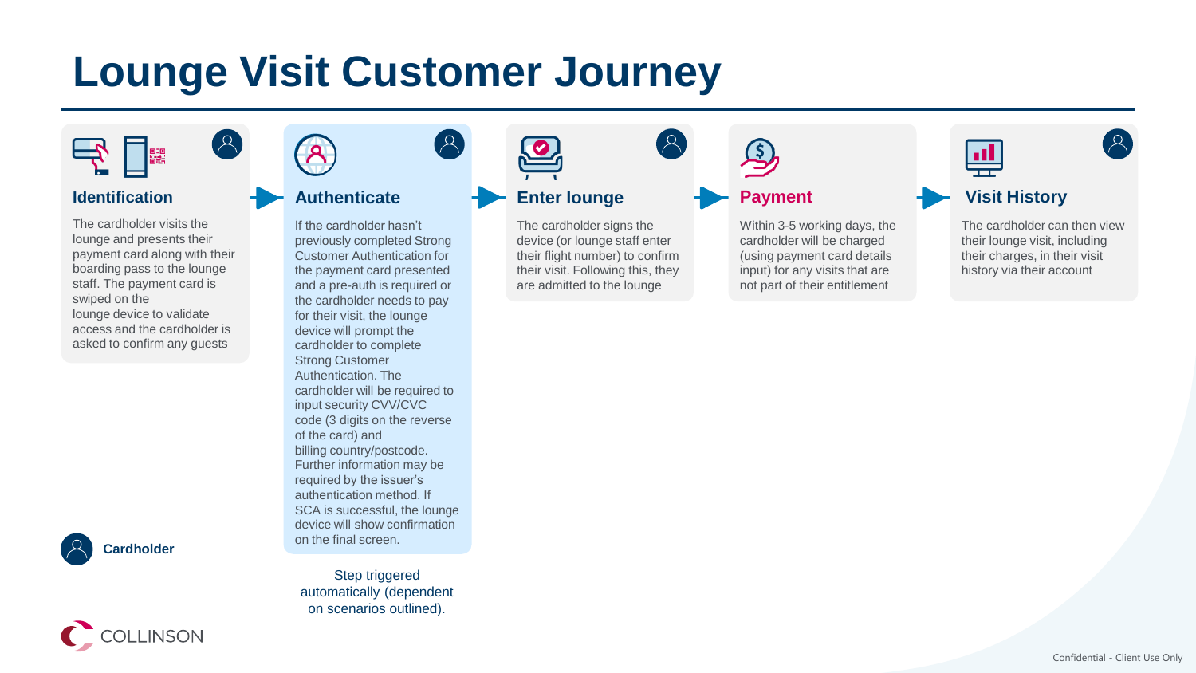# Lounge Visit Customer Journey

### Identification

The cardholder visits the lounge and presents their payment card along with their boarding pass to the lounge staff. The payment card is swiped on the lounge device to validate access and the cardholder is asked to confirm any guests

### Authenticate

If the cardholder hasn't previously completed Strong Customer Authentication for the payment card presented and a pre-auth is required or the cardholder needs to pay for their visit, the lounge device will prompt the cardholder to complete Strong Customer Authentication. The cardholder will be required to input security CVV/CVC code (3 digits on the reverse of the card) and billing country/postcode. Further information may be required by the issuer's authentication method. If SCA is successful, the lounge device will show confirmation on the final screen.

Step triggered automatically (dependent on scenarios outlined).

### Enter lounge

The cardholder signs the device (or lounge staff enter their flight number) to confirm their visit. Following this, they are admitted to the lounge

### Payment

Within 3-5 working days, the cardholder will be charged (using payment card details input) for any visits that are not part of their entitlement

### Visit History

The cardholder can then view their lounge visit, including their charges, in their visit history via their account

**Cardholder**

COLLINSON

Confidential - Client Use Only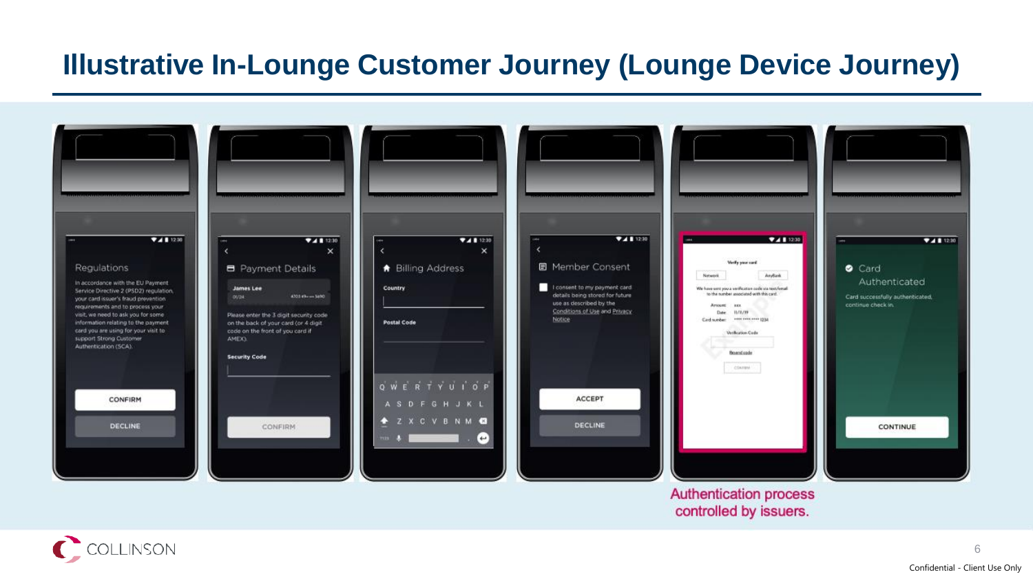# Illustrative In-Lounge Customer Journey (Lounge Device Journey)

**Regulations**

In accordance with the EU Payment Service Directive 2 (PSD2) regulation, your card issuer's fraud prevention requirements and to process your visit, we need to ask you for some information relating to the payment card you are using for your visit to support Strong Customer Authentication (SCA).

CONFIRM

DECLINE

**Payment Details**

James Lee

Please enter the 3 digit security code on the back of your card (or 4 digit code on the front of you card if AMEX).

Security Code

CONFIRM

**Billing Address**

Country

Postal Code

**Member Consent**

I consent to my payment card details being stored for future use as described by the Conditions of Use and Privacy Notice

ACCEPT

DECLINE

Verify your card

Network | AnyBank

We have sent you a verification code via text/email to the number associated with this card.

Amount: xxx

Date: 11/11/19

Card number: **** **** **** 1234

Verification Code

Resend code

CONFIRM

**Card Authenticated**

Card successfully authenticated, continue check in.

CONTINUE

Authentication process controlled by issuers.

Confidential - Client Use Only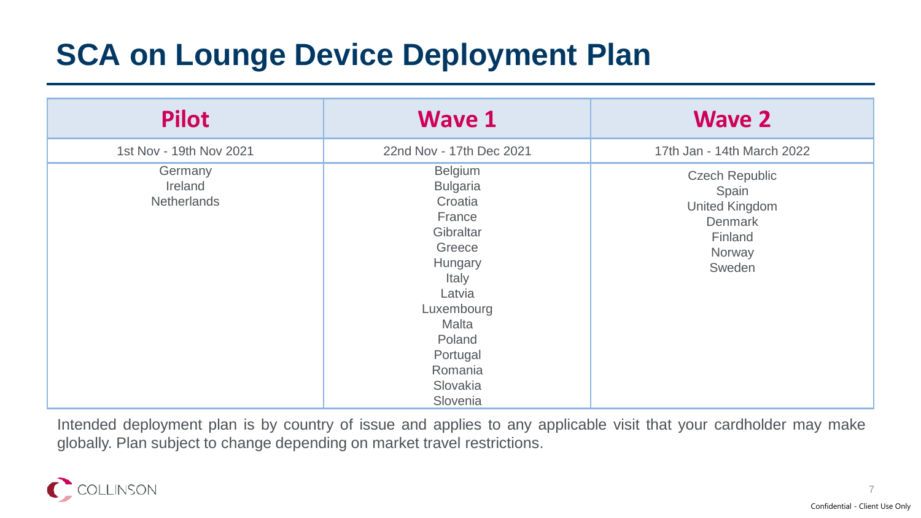# SCA on Lounge Device Deployment Plan

| Pilot | Wave 1 | Wave 2 |
|---|---|---|
| 1st Nov - 19th Nov 2021 | 22nd Nov - 17th Dec 2021 | 17th Jan - 14th March 2022 |
| Germany<br>Ireland<br>Netherlands | Belgium<br>Bulgaria<br>Croatia<br>France<br>Gibraltar<br>Greece<br>Hungary<br>Italy<br>Latvia<br>Luxembourg<br>Malta<br>Poland<br>Portugal<br>Romania<br>Slovakia<br>Slovenia | Czech Republic<br>Spain<br>United Kingdom<br>Denmark<br>Finland<br>Norway<br>Sweden |

Intended deployment plan is by country of issue and applies to any applicable visit that your cardholder may make globally. Plan subject to change depending on market travel restrictions.

COLLINSON

Confidential - Client Use Only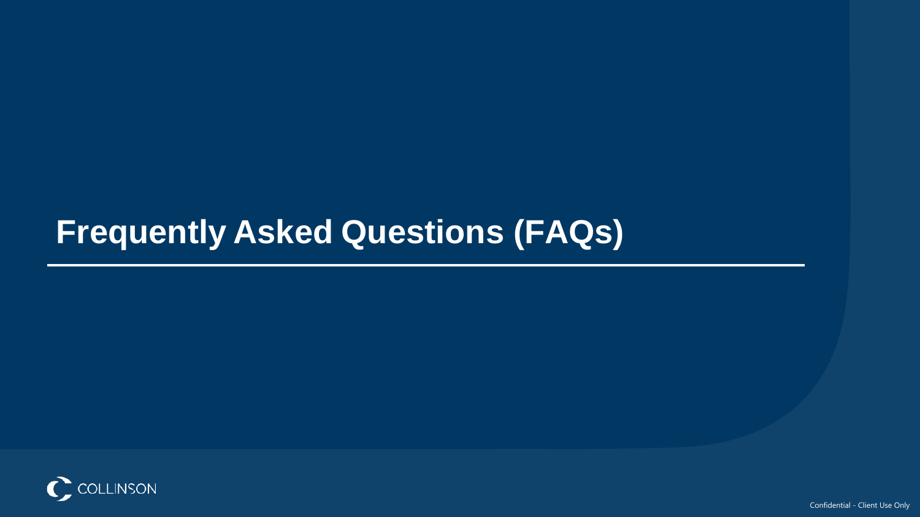# Frequently Asked Questions (FAQs)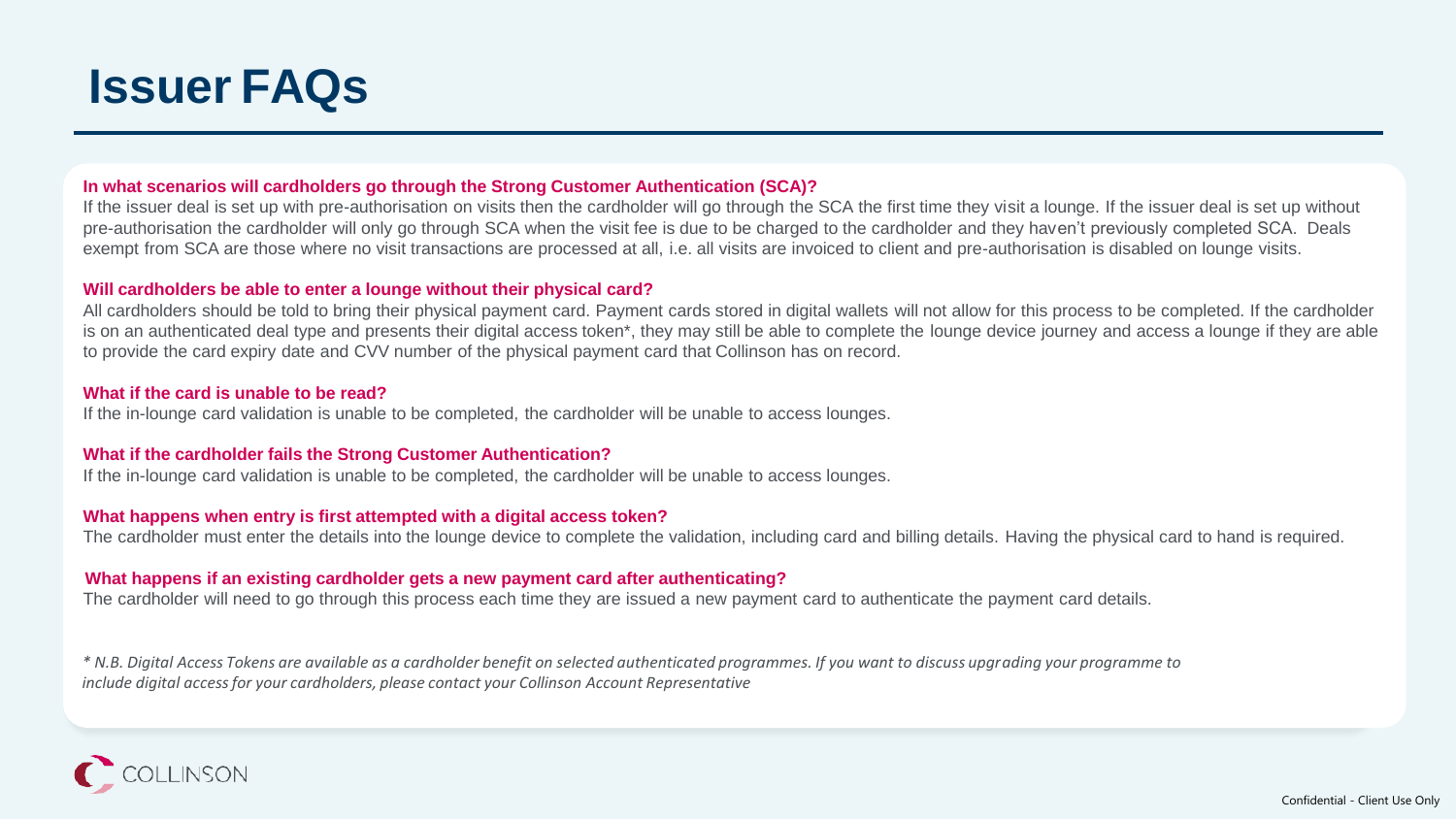# Issuer FAQs

**In what scenarios will cardholders go through the Strong Customer Authentication (SCA)?**

If the issuer deal is set up with pre-authorisation on visits then the cardholder will go through the SCA the first time they visit a lounge. If the issuer deal is set up without pre-authorisation the cardholder will only go through SCA when the visit fee is due to be charged to the cardholder and they haven't previously completed SCA. Deals exempt from SCA are those where no visit transactions are processed at all, i.e. all visits are invoiced to client and pre-authorisation is disabled on lounge visits.

**Will cardholders be able to enter a lounge without their physical card?**

All cardholders should be told to bring their physical payment card. Payment cards stored in digital wallets will not allow for this process to be completed. If the cardholder is on an authenticated deal type and presents their digital access token*, they may still be able to complete the lounge device journey and access a lounge if they are able to provide the card expiry date and CVV number of the physical payment card that Collinson has on record.

**What if the card is unable to be read?**

If the in-lounge card validation is unable to be completed, the cardholder will be unable to access lounges.

**What if the cardholder fails the Strong Customer Authentication?**

If the in-lounge card validation is unable to be completed, the cardholder will be unable to access lounges.

**What happens when entry is first attempted with a digital access token?**

The cardholder must enter the details into the lounge device to complete the validation, including card and billing details. Having the physical card to hand is required.

**What happens if an existing cardholder gets a new payment card after authenticating?**

The cardholder will need to go through this process each time they are issued a new payment card to authenticate the payment card details.

*\* N.B. Digital Access Tokens are available as a cardholder benefit on selected authenticated programmes. If you want to discuss upgrading your programme to include digital access for your cardholders, please contact your Collinson Account Representative*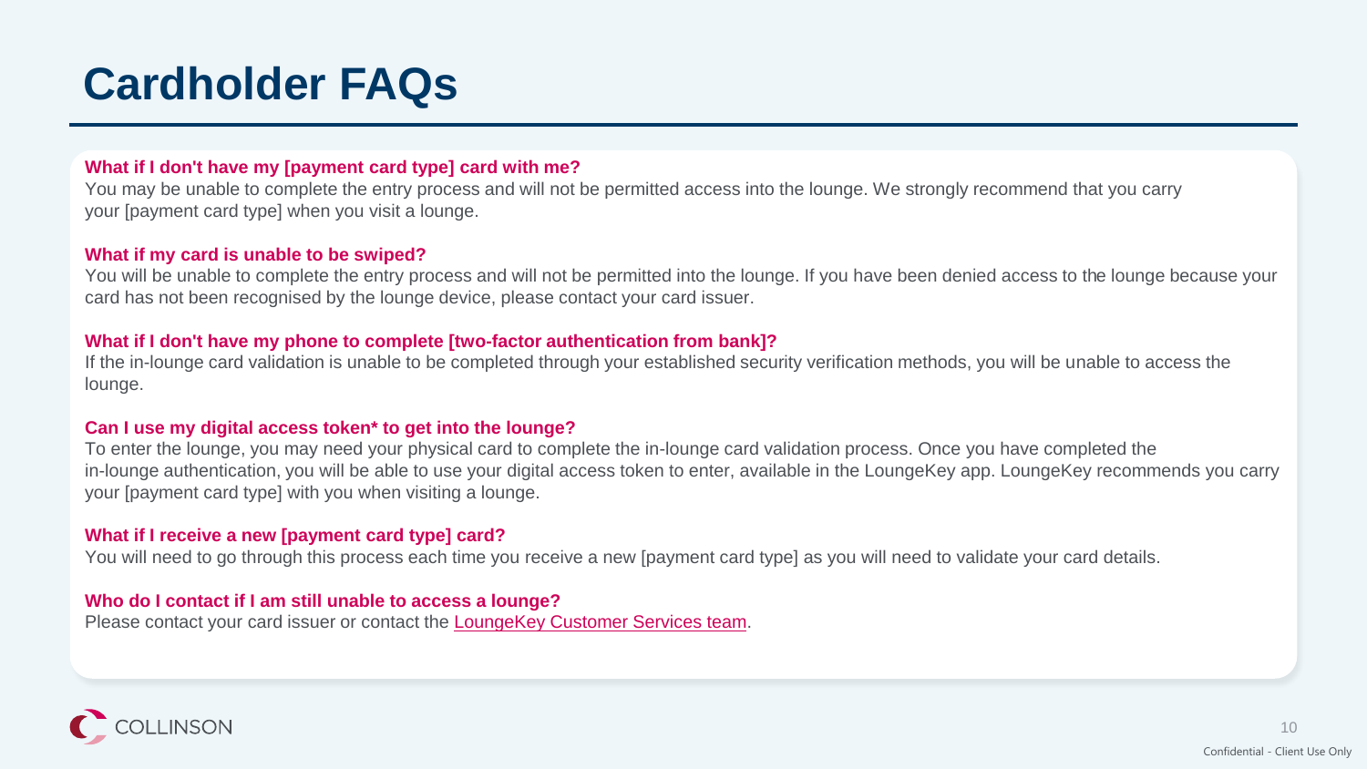# Cardholder FAQs

**What if I don't have my [payment card type] card with me?**
You may be unable to complete the entry process and will not be permitted access into the lounge. We strongly recommend that you carry your [payment card type] when you visit a lounge.

**What if my card is unable to be swiped?**
You will be unable to complete the entry process and will not be permitted into the lounge. If you have been denied access to the lounge because your card has not been recognised by the lounge device, please contact your card issuer.

**What if I don't have my phone to complete [two-factor authentication from bank]?**
If the in-lounge card validation is unable to be completed through your established security verification methods, you will be unable to access the lounge.

**Can I use my digital access token* to get into the lounge?**
To enter the lounge, you may need your physical card to complete the in-lounge card validation process. Once you have completed the in-lounge authentication, you will be able to use your digital access token to enter, available in the LoungeKey app. LoungeKey recommends you carry your [payment card type] with you when visiting a lounge.

**What if I receive a new [payment card type] card?**
You will need to go through this process each time you receive a new [payment card type] as you will need to validate your card details.

**Who do I contact if I am still unable to access a lounge?**
Please contact your card issuer or contact the LoungeKey Customer Services team.

COLLINSON

Confidential - Client Use Only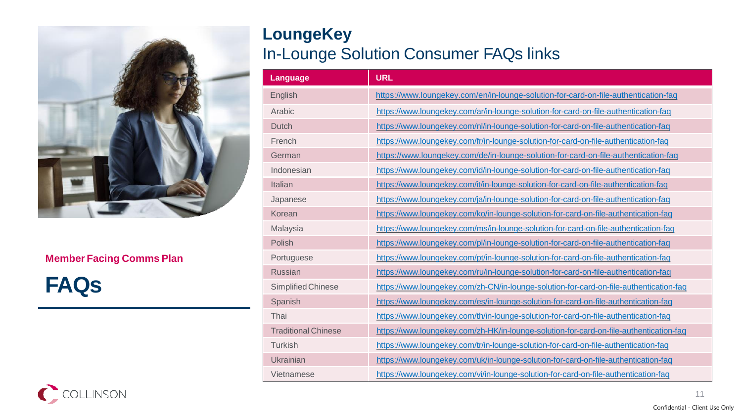## LoungeKey

In-Lounge Solution Consumer FAQs links

**Member Facing Comms Plan**

# FAQs

| Language | URL |
|---|---|
| English | https://www.loungekey.com/en/in-lounge-solution-for-card-on-file-authentication-faq |
| Arabic | https://www.loungekey.com/ar/in-lounge-solution-for-card-on-file-authentication-faq |
| Dutch | https://www.loungekey.com/nl/in-lounge-solution-for-card-on-file-authentication-faq |
| French | https://www.loungekey.com/fr/in-lounge-solution-for-card-on-file-authentication-faq |
| German | https://www.loungekey.com/de/in-lounge-solution-for-card-on-file-authentication-faq |
| Indonesian | https://www.loungekey.com/id/in-lounge-solution-for-card-on-file-authentication-faq |
| Italian | https://www.loungekey.com/it/in-lounge-solution-for-card-on-file-authentication-faq |
| Japanese | https://www.loungekey.com/ja/in-lounge-solution-for-card-on-file-authentication-faq |
| Korean | https://www.loungekey.com/ko/in-lounge-solution-for-card-on-file-authentication-faq |
| Malaysia | https://www.loungekey.com/ms/in-lounge-solution-for-card-on-file-authentication-faq |
| Polish | https://www.loungekey.com/pl/in-lounge-solution-for-card-on-file-authentication-faq |
| Portuguese | https://www.loungekey.com/pt/in-lounge-solution-for-card-on-file-authentication-faq |
| Russian | https://www.loungekey.com/ru/in-lounge-solution-for-card-on-file-authentication-faq |
| Simplified Chinese | https://www.loungekey.com/zh-CN/in-lounge-solution-for-card-on-file-authentication-faq |
| Spanish | https://www.loungekey.com/es/in-lounge-solution-for-card-on-file-authentication-faq |
| Thai | https://www.loungekey.com/th/in-lounge-solution-for-card-on-file-authentication-faq |
| Traditional Chinese | https://www.loungekey.com/zh-HK/in-lounge-solution-for-card-on-file-authentication-faq |
| Turkish | https://www.loungekey.com/tr/in-lounge-solution-for-card-on-file-authentication-faq |
| Ukrainian | https://www.loungekey.com/uk/in-lounge-solution-for-card-on-file-authentication-faq |
| Vietnamese | https://www.loungekey.com/vi/in-lounge-solution-for-card-on-file-authentication-faq |

COLLINSON

Confidential - Client Use Only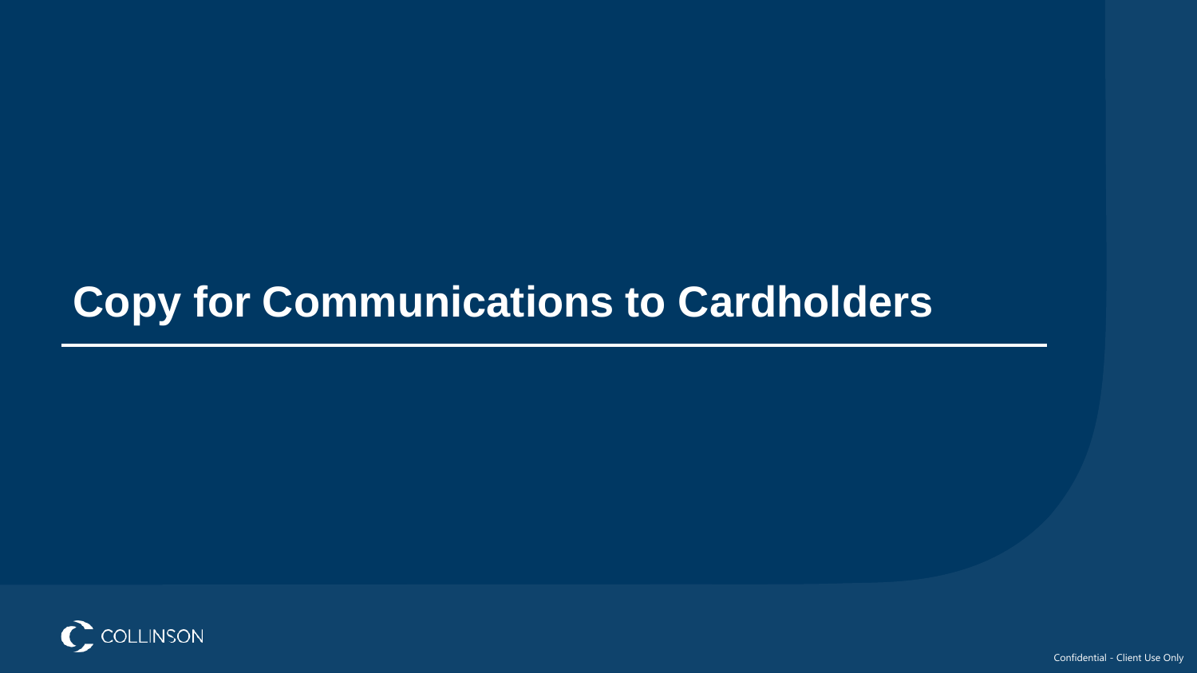# Copy for Communications to Cardholders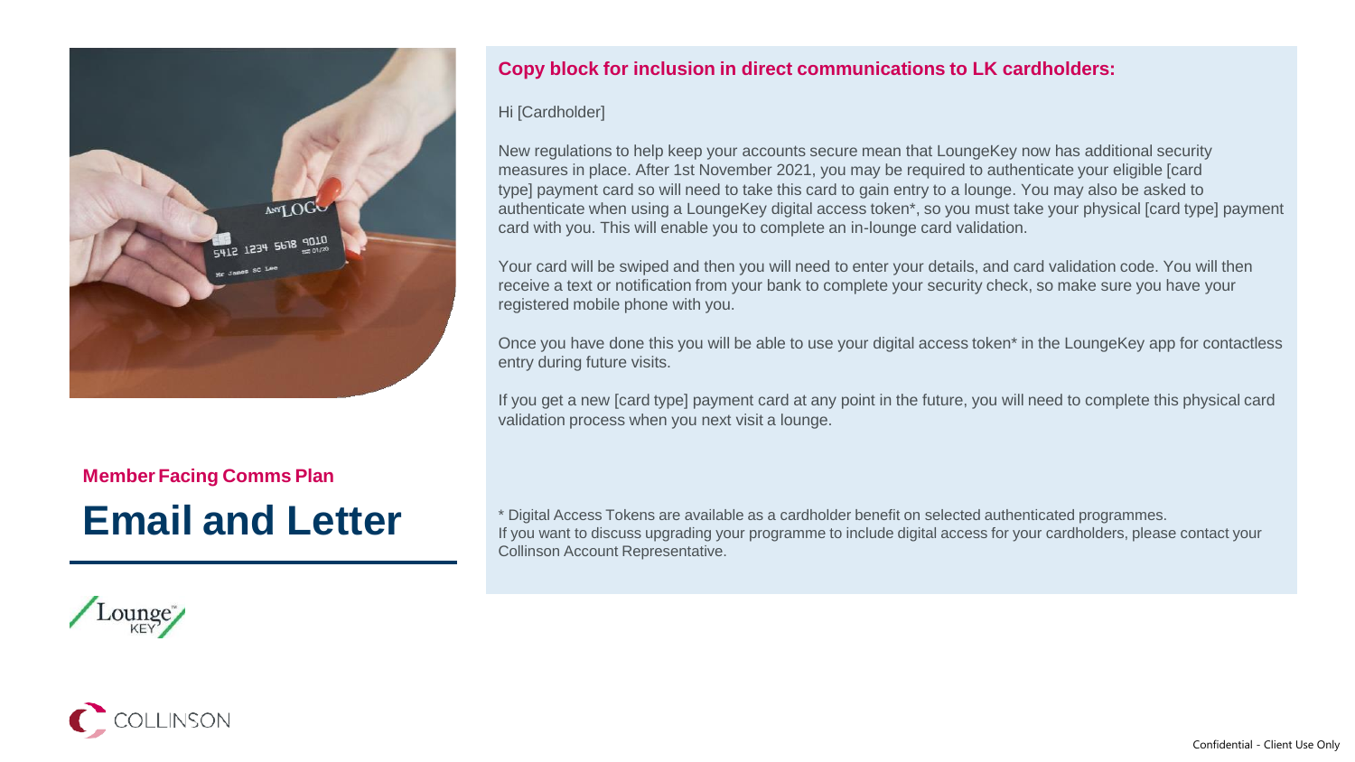**Member Facing Comms Plan**

# Email and Letter

**Copy block for inclusion in direct communications to LK cardholders:**

Hi [Cardholder]

New regulations to help keep your accounts secure mean that LoungeKey now has additional security measures in place. After 1st November 2021, you may be required to authenticate your eligible [card type] payment card so will need to take this card to gain entry to a lounge. You may also be asked to authenticate when using a LoungeKey digital access token*, so you must take your physical [card type] payment card with you. This will enable you to complete an in-lounge card validation.

Your card will be swiped and then you will need to enter your details, and card validation code. You will then receive a text or notification from your bank to complete your security check, so make sure you have your registered mobile phone with you.

Once you have done this you will be able to use your digital access token* in the LoungeKey app for contactless entry during future visits.

If you get a new [card type] payment card at any point in the future, you will need to complete this physical card validation process when you next visit a lounge.

* Digital Access Tokens are available as a cardholder benefit on selected authenticated programmes.
If you want to discuss upgrading your programme to include digital access for your cardholders, please contact your Collinson Account Representative.

Confidential - Client Use Only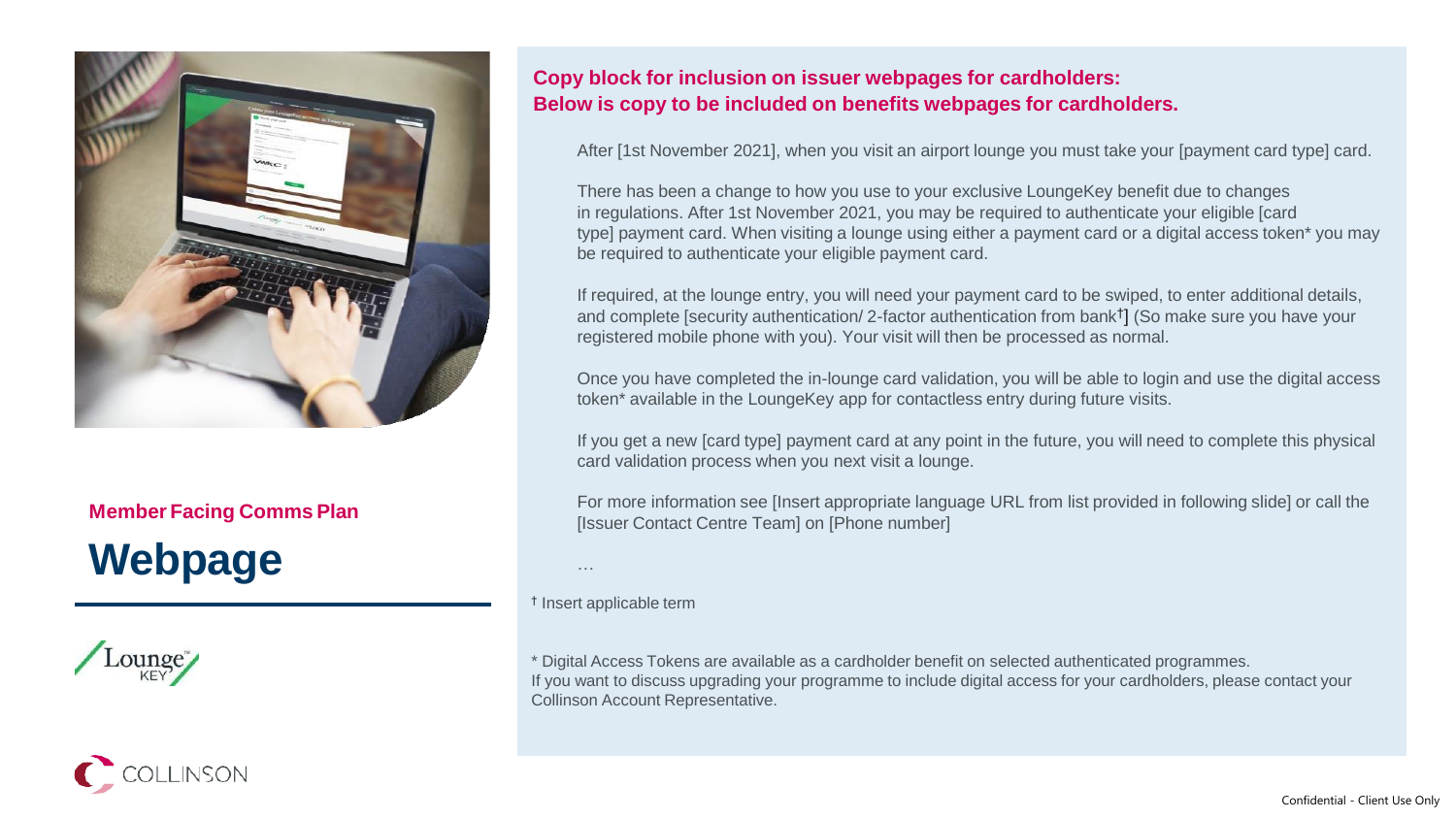**Member Facing Comms Plan**

# Webpage

## Copy block for inclusion on issuer webpages for cardholders:
## Below is copy to be included on benefits webpages for cardholders.

After [1st November 2021], when you visit an airport lounge you must take your [payment card type] card.

There has been a change to how you use to your exclusive LoungeKey benefit due to changes in regulations. After 1st November 2021, you may be required to authenticate your eligible [card type] payment card. When visiting a lounge using either a payment card or a digital access token* you may be required to authenticate your eligible payment card.

If required, at the lounge entry, you will need your payment card to be swiped, to enter additional details, and complete [security authentication/ 2-factor authentication from bank†] (So make sure you have your registered mobile phone with you). Your visit will then be processed as normal.

Once you have completed the in-lounge card validation, you will be able to login and use the digital access token* available in the LoungeKey app for contactless entry during future visits.

If you get a new [card type] payment card at any point in the future, you will need to complete this physical card validation process when you next visit a lounge.

For more information see [Insert appropriate language URL from list provided in following slide] or call the [Issuer Contact Centre Team] on [Phone number]

…

† Insert applicable term

\* Digital Access Tokens are available as a cardholder benefit on selected authenticated programmes.
If you want to discuss upgrading your programme to include digital access for your cardholders, please contact your Collinson Account Representative.

Confidential - Client Use Only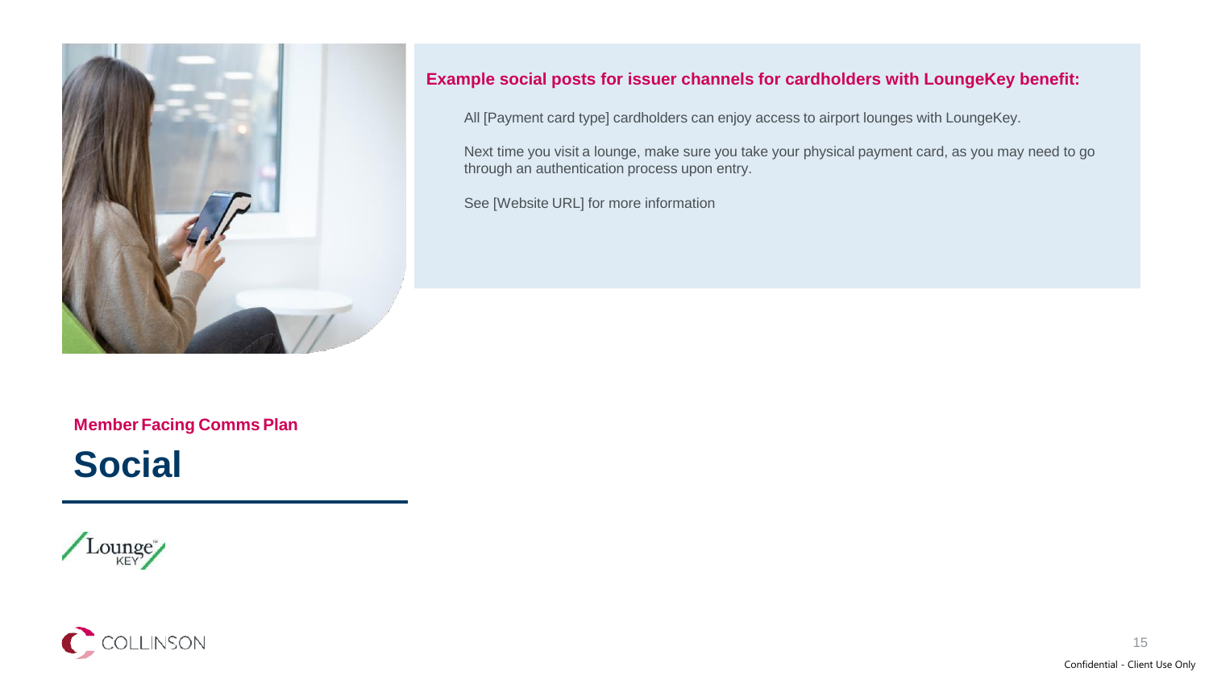**Member Facing Comms Plan**

# Social

**Example social posts for issuer channels for cardholders with LoungeKey benefit:**

All [Payment card type] cardholders can enjoy access to airport lounges with LoungeKey.

Next time you visit a lounge, make sure you take your physical payment card, as you may need to go through an authentication process upon entry.

See [Website URL] for more information

Confidential - Client Use Only